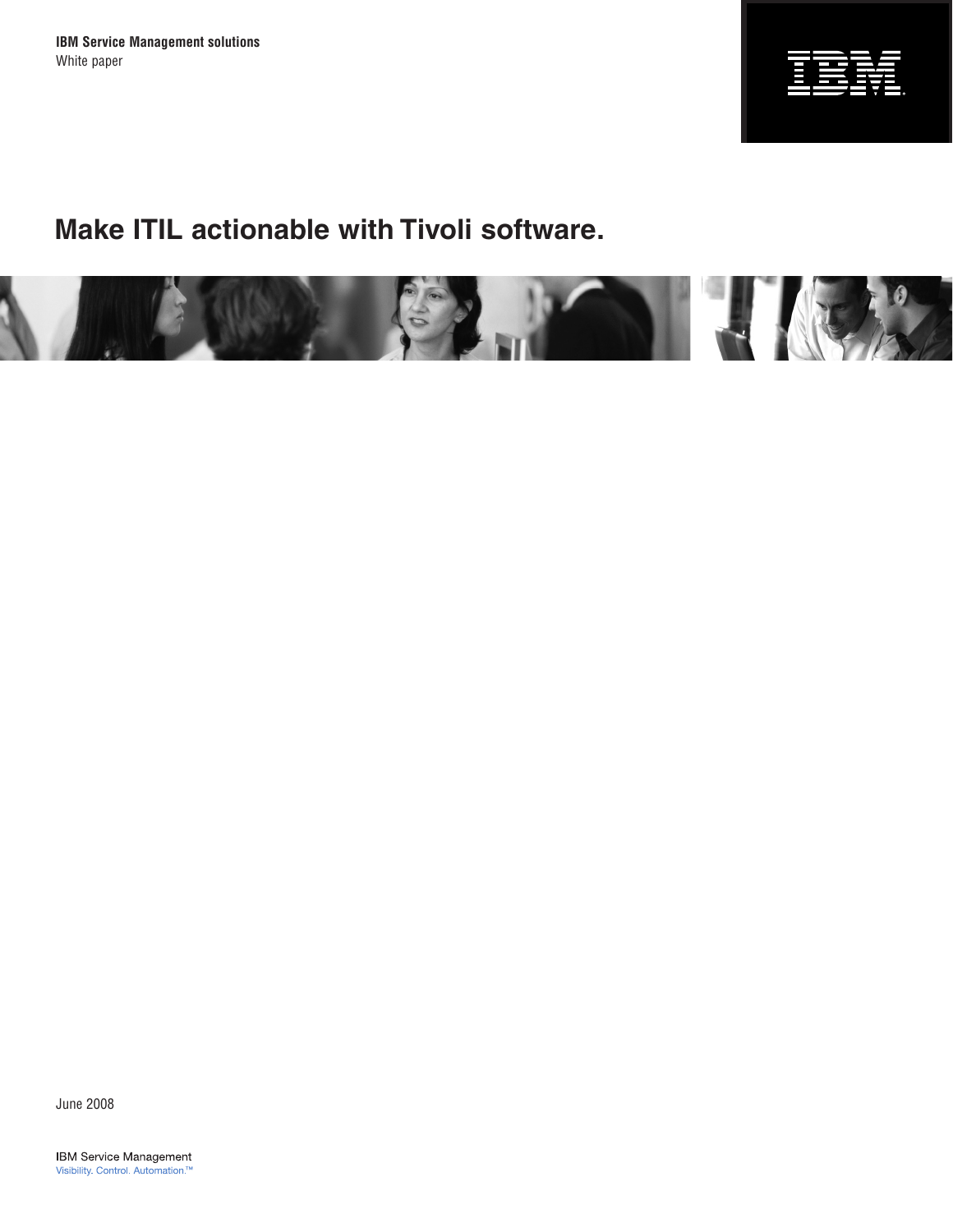**IBM Service Management solutions**
White paper

# Make ITIL actionable with Tivoli software.

June 2008

IBM Service Management
Visibility. Control. Automation.™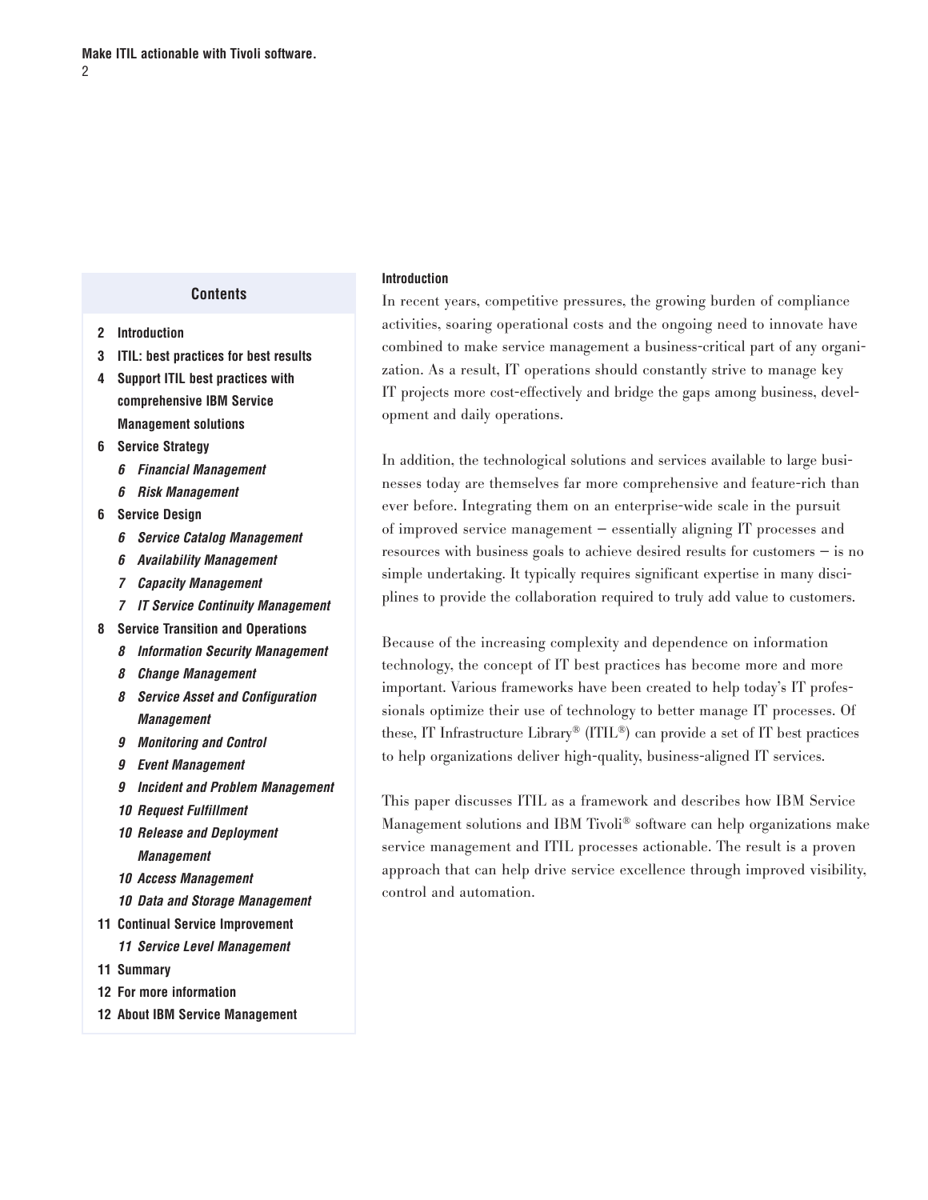## Contents

- 2 **Introduction**
- 3 **ITIL: best practices for best results**
- 4 **Support ITIL best practices with comprehensive IBM Service Management solutions**
- 6 **Service Strategy**
  - 6 ***Financial Management***
  - 6 ***Risk Management***
- 6 **Service Design**
  - 6 ***Service Catalog Management***
  - 6 ***Availability Management***
  - 7 ***Capacity Management***
  - 7 ***IT Service Continuity Management***
- 8 **Service Transition and Operations**
  - 8 ***Information Security Management***
  - 8 ***Change Management***
  - 8 ***Service Asset and Configuration Management***
  - 9 ***Monitoring and Control***
  - 9 ***Event Management***
  - 9 ***Incident and Problem Management***
  - 10 ***Request Fulfillment***
  - 10 ***Release and Deployment Management***
  - 10 ***Access Management***
  - 10 ***Data and Storage Management***
- 11 **Continual Service Improvement**
  - 11 ***Service Level Management***
- 11 **Summary**
- 12 **For more information**
- 12 **About IBM Service Management**

## Introduction

In recent years, competitive pressures, the growing burden of compliance activities, soaring operational costs and the ongoing need to innovate have combined to make service management a business-critical part of any organization. As a result, IT operations should constantly strive to manage key IT projects more cost-effectively and bridge the gaps among business, development and daily operations.

In addition, the technological solutions and services available to large businesses today are themselves far more comprehensive and feature-rich than ever before. Integrating them on an enterprise-wide scale in the pursuit of improved service management — essentially aligning IT processes and resources with business goals to achieve desired results for customers — is no simple undertaking. It typically requires significant expertise in many disciplines to provide the collaboration required to truly add value to customers.

Because of the increasing complexity and dependence on information technology, the concept of IT best practices has become more and more important. Various frameworks have been created to help today's IT professionals optimize their use of technology to better manage IT processes. Of these, IT Infrastructure Library® (ITIL®) can provide a set of IT best practices to help organizations deliver high-quality, business-aligned IT services.

This paper discusses ITIL as a framework and describes how IBM Service Management solutions and IBM Tivoli® software can help organizations make service management and ITIL processes actionable. The result is a proven approach that can help drive service excellence through improved visibility, control and automation.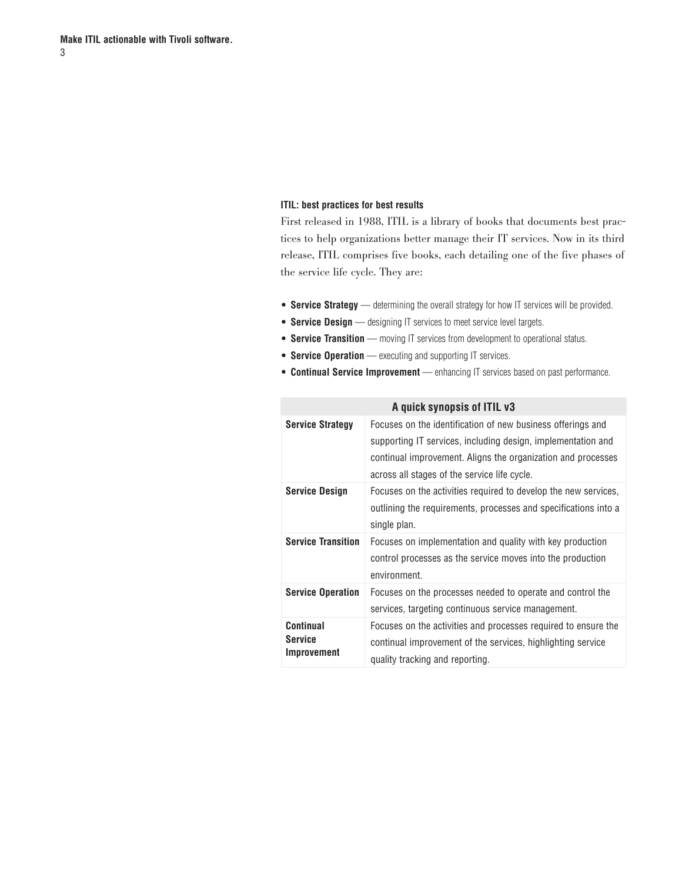## ITIL: best practices for best results

First released in 1988, ITIL is a library of books that documents best practices to help organizations better manage their IT services. Now in its third release, ITIL comprises five books, each detailing one of the five phases of the service life cycle. They are:

- **Service Strategy** — determining the overall strategy for how IT services will be provided.
- **Service Design** — designing IT services to meet service level targets.
- **Service Transition** — moving IT services from development to operational status.
- **Service Operation** — executing and supporting IT services.
- **Continual Service Improvement** — enhancing IT services based on past performance.

| A quick synopsis of ITIL v3 | |
|---|---|
| **Service Strategy** | Focuses on the identification of new business offerings and supporting IT services, including design, implementation and continual improvement. Aligns the organization and processes across all stages of the service life cycle. |
| **Service Design** | Focuses on the activities required to develop the new services, outlining the requirements, processes and specifications into a single plan. |
| **Service Transition** | Focuses on implementation and quality with key production control processes as the service moves into the production environment. |
| **Service Operation** | Focuses on the processes needed to operate and control the services, targeting continuous service management. |
| **Continual Service Improvement** | Focuses on the activities and processes required to ensure the continual improvement of the services, highlighting service quality tracking and reporting. |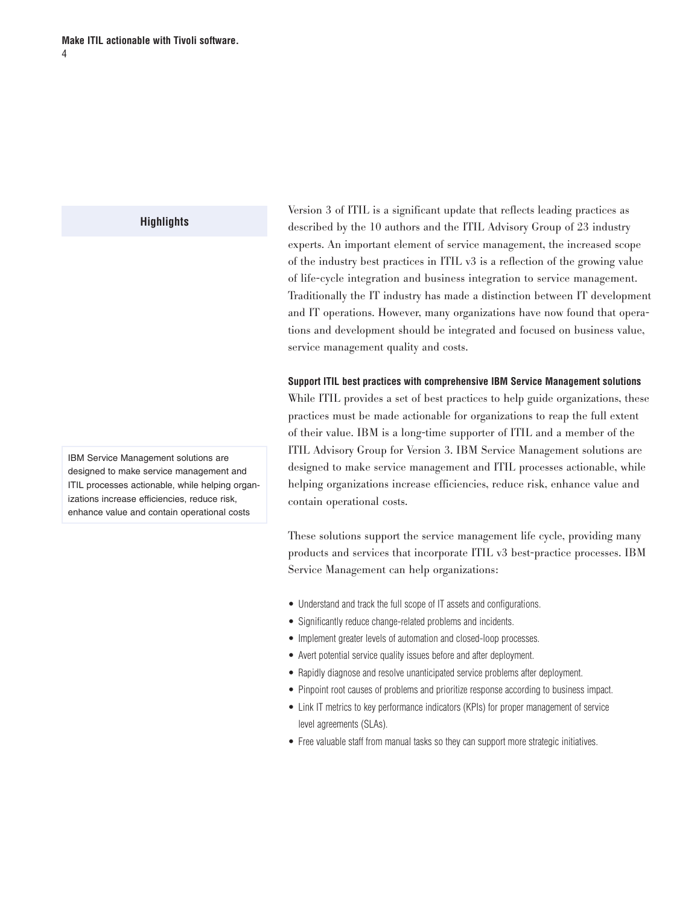**Highlights**

Version 3 of ITIL is a significant update that reflects leading practices as described by the 10 authors and the ITIL Advisory Group of 23 industry experts. An important element of service management, the increased scope of the industry best practices in ITIL v3 is a reflection of the growing value of life-cycle integration and business integration to service management. Traditionally the IT industry has made a distinction between IT development and IT operations. However, many organizations have now found that operations and development should be integrated and focused on business value, service management quality and costs.

### Support ITIL best practices with comprehensive IBM Service Management solutions

IBM Service Management solutions are designed to make service management and ITIL processes actionable, while helping organizations increase efficiencies, reduce risk, enhance value and contain operational costs

While ITIL provides a set of best practices to help guide organizations, these practices must be made actionable for organizations to reap the full extent of their value. IBM is a long-time supporter of ITIL and a member of the ITIL Advisory Group for Version 3. IBM Service Management solutions are designed to make service management and ITIL processes actionable, while helping organizations increase efficiencies, reduce risk, enhance value and contain operational costs.

These solutions support the service management life cycle, providing many products and services that incorporate ITIL v3 best-practice processes. IBM Service Management can help organizations:

- Understand and track the full scope of IT assets and configurations.
- Significantly reduce change-related problems and incidents.
- Implement greater levels of automation and closed-loop processes.
- Avert potential service quality issues before and after deployment.
- Rapidly diagnose and resolve unanticipated service problems after deployment.
- Pinpoint root causes of problems and prioritize response according to business impact.
- Link IT metrics to key performance indicators (KPIs) for proper management of service level agreements (SLAs).
- Free valuable staff from manual tasks so they can support more strategic initiatives.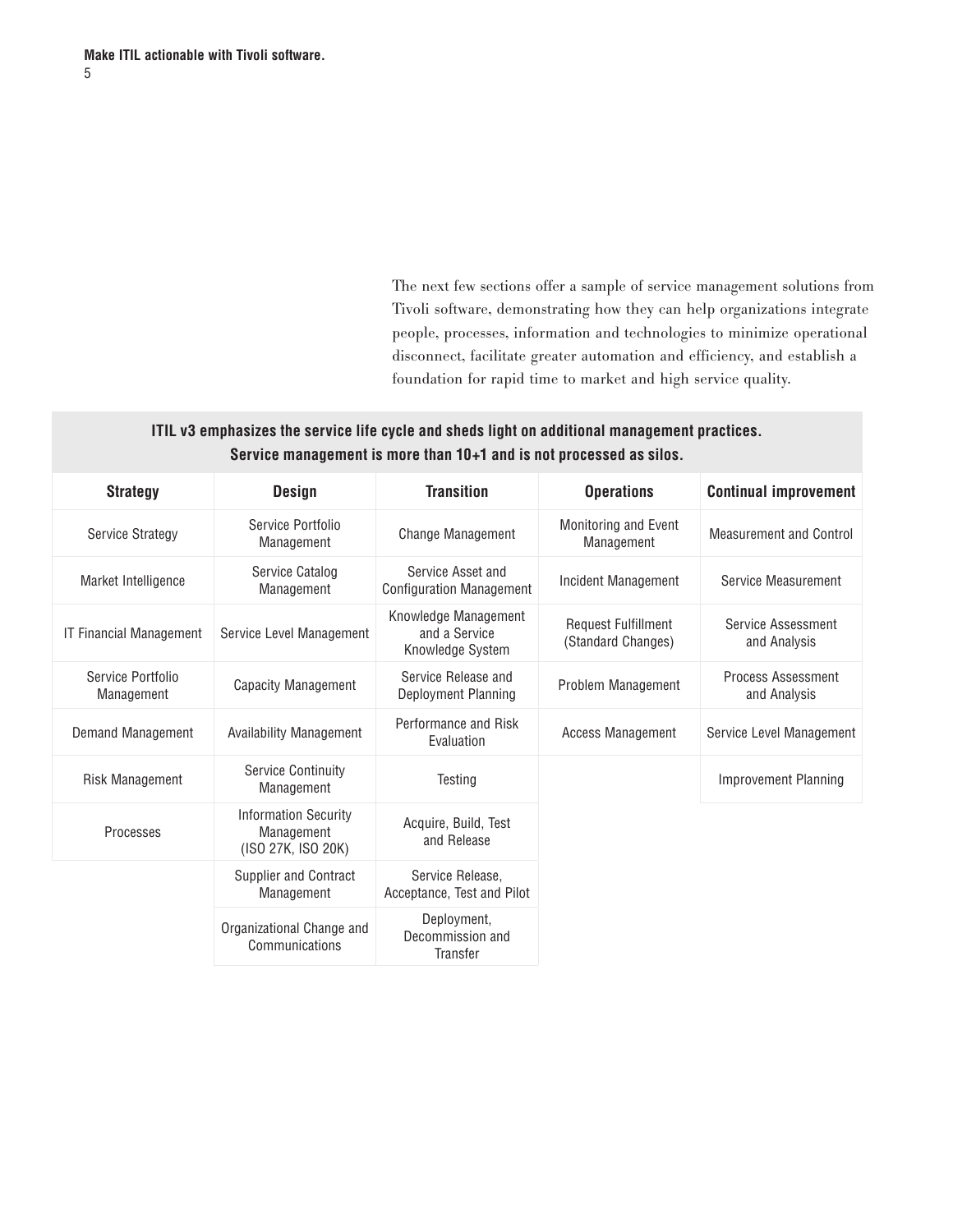The next few sections offer a sample of service management solutions from Tivoli software, demonstrating how they can help organizations integrate people, processes, information and technologies to minimize operational disconnect, facilitate greater automation and efficiency, and establish a foundation for rapid time to market and high service quality.

**ITIL v3 emphasizes the service life cycle and sheds light on additional management practices. Service management is more than 10+1 and is not processed as silos.**

| Strategy | Design | Transition | Operations | Continual improvement |
|---|---|---|---|---|
| Service Strategy | Service Portfolio Management | Change Management | Monitoring and Event Management | Measurement and Control |
| Market Intelligence | Service Catalog Management | Service Asset and Configuration Management | Incident Management | Service Measurement |
| IT Financial Management | Service Level Management | Knowledge Management and a Service Knowledge System | Request Fulfillment (Standard Changes) | Service Assessment and Analysis |
| Service Portfolio Management | Capacity Management | Service Release and Deployment Planning | Problem Management | Process Assessment and Analysis |
| Demand Management | Availability Management | Performance and Risk Evaluation | Access Management | Service Level Management |
| Risk Management | Service Continuity Management | Testing | | Improvement Planning |
| Processes | Information Security Management (ISO 27K, ISO 20K) | Acquire, Build, Test and Release | | |
| | Supplier and Contract Management | Service Release, Acceptance, Test and Pilot | | |
| | Organizational Change and Communications | Deployment, Decommission and Transfer | | |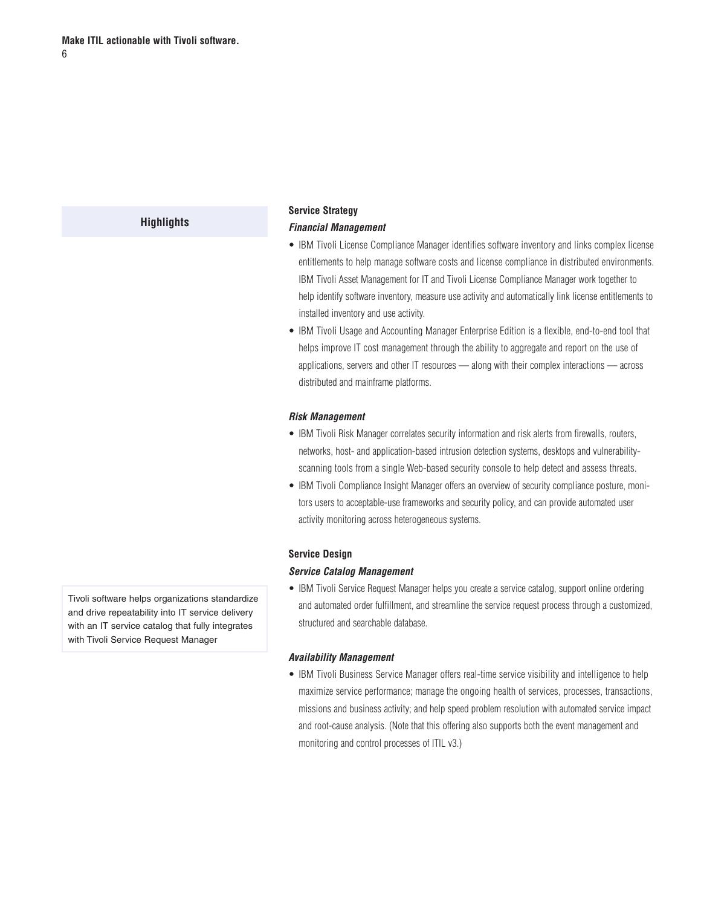## Highlights

### Service Strategy

#### *Financial Management*

- IBM Tivoli License Compliance Manager identifies software inventory and links complex license entitlements to help manage software costs and license compliance in distributed environments. IBM Tivoli Asset Management for IT and Tivoli License Compliance Manager work together to help identify software inventory, measure use activity and automatically link license entitlements to installed inventory and use activity.
- IBM Tivoli Usage and Accounting Manager Enterprise Edition is a flexible, end-to-end tool that helps improve IT cost management through the ability to aggregate and report on the use of applications, servers and other IT resources — along with their complex interactions — across distributed and mainframe platforms.

#### *Risk Management*

- IBM Tivoli Risk Manager correlates security information and risk alerts from firewalls, routers, networks, host- and application-based intrusion detection systems, desktops and vulnerability-scanning tools from a single Web-based security console to help detect and assess threats.
- IBM Tivoli Compliance Insight Manager offers an overview of security compliance posture, monitors users to acceptable-use frameworks and security policy, and can provide automated user activity monitoring across heterogeneous systems.

### Service Design

#### *Service Catalog Management*

Tivoli software helps organizations standardize and drive repeatability into IT service delivery with an IT service catalog that fully integrates with Tivoli Service Request Manager

- IBM Tivoli Service Request Manager helps you create a service catalog, support online ordering and automated order fulfillment, and streamline the service request process through a customized, structured and searchable database.

#### *Availability Management*

- IBM Tivoli Business Service Manager offers real-time service visibility and intelligence to help maximize service performance; manage the ongoing health of services, processes, transactions, missions and business activity; and help speed problem resolution with automated service impact and root-cause analysis. (Note that this offering also supports both the event management and monitoring and control processes of ITIL v3.)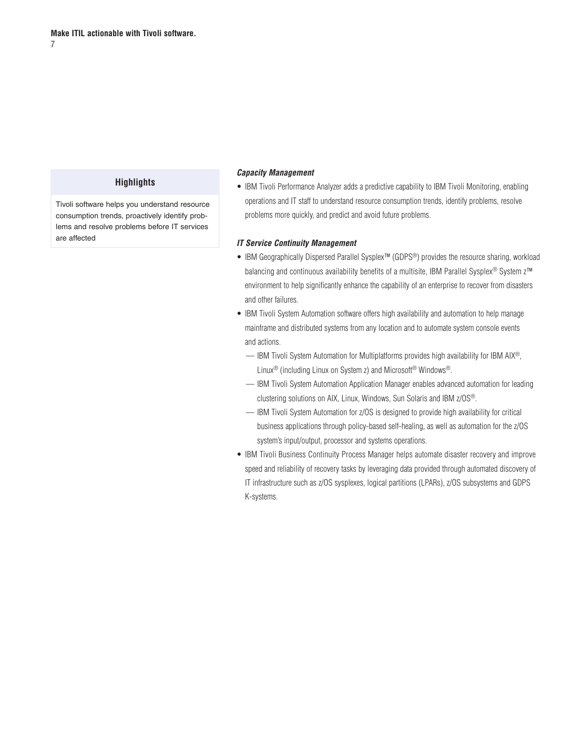**Highlights**

Tivoli software helps you understand resource consumption trends, proactively identify problems and resolve problems before IT services are affected

### *Capacity Management*

- IBM Tivoli Performance Analyzer adds a predictive capability to IBM Tivoli Monitoring, enabling operations and IT staff to understand resource consumption trends, identify problems, resolve problems more quickly, and predict and avoid future problems.

### *IT Service Continuity Management*

- IBM Geographically Dispersed Parallel Sysplex™ (GDPS®) provides the resource sharing, workload balancing and continuous availability benefits of a multisite, IBM Parallel Sysplex® System z™ environment to help significantly enhance the capability of an enterprise to recover from disasters and other failures.
- IBM Tivoli System Automation software offers high availability and automation to help manage mainframe and distributed systems from any location and to automate system console events and actions.
  - IBM Tivoli System Automation for Multiplatforms provides high availability for IBM AIX®, Linux® (including Linux on System z) and Microsoft® Windows®.
  - IBM Tivoli System Automation Application Manager enables advanced automation for leading clustering solutions on AIX, Linux, Windows, Sun Solaris and IBM z/OS®.
  - IBM Tivoli System Automation for z/OS is designed to provide high availability for critical business applications through policy-based self-healing, as well as automation for the z/OS system's input/output, processor and systems operations.
- IBM Tivoli Business Continuity Process Manager helps automate disaster recovery and improve speed and reliability of recovery tasks by leveraging data provided through automated discovery of IT infrastructure such as z/OS sysplexes, logical partitions (LPARs), z/OS subsystems and GDPS K-systems.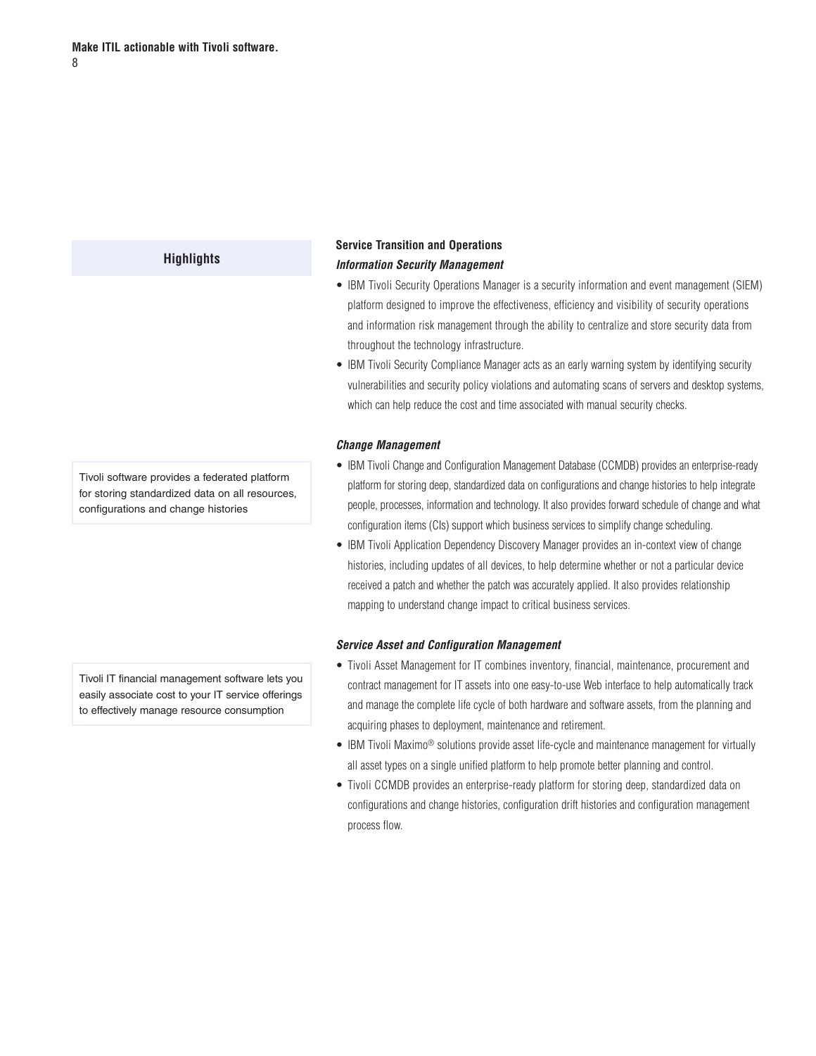## Highlights

Tivoli software provides a federated platform for storing standardized data on all resources, configurations and change histories

Tivoli IT financial management software lets you easily associate cost to your IT service offerings to effectively manage resource consumption

### Service Transition and Operations

***Information Security Management***

- IBM Tivoli Security Operations Manager is a security information and event management (SIEM) platform designed to improve the effectiveness, efficiency and visibility of security operations and information risk management through the ability to centralize and store security data from throughout the technology infrastructure.
- IBM Tivoli Security Compliance Manager acts as an early warning system by identifying security vulnerabilities and security policy violations and automating scans of servers and desktop systems, which can help reduce the cost and time associated with manual security checks.

***Change Management***

- IBM Tivoli Change and Configuration Management Database (CCMDB) provides an enterprise-ready platform for storing deep, standardized data on configurations and change histories to help integrate people, processes, information and technology. It also provides forward schedule of change and what configuration items (CIs) support which business services to simplify change scheduling.
- IBM Tivoli Application Dependency Discovery Manager provides an in-context view of change histories, including updates of all devices, to help determine whether or not a particular device received a patch and whether the patch was accurately applied. It also provides relationship mapping to understand change impact to critical business services.

***Service Asset and Configuration Management***

- Tivoli Asset Management for IT combines inventory, financial, maintenance, procurement and contract management for IT assets into one easy-to-use Web interface to help automatically track and manage the complete life cycle of both hardware and software assets, from the planning and acquiring phases to deployment, maintenance and retirement.
- IBM Tivoli Maximo® solutions provide asset life-cycle and maintenance management for virtually all asset types on a single unified platform to help promote better planning and control.
- Tivoli CCMDB provides an enterprise-ready platform for storing deep, standardized data on configurations and change histories, configuration drift histories and configuration management process flow.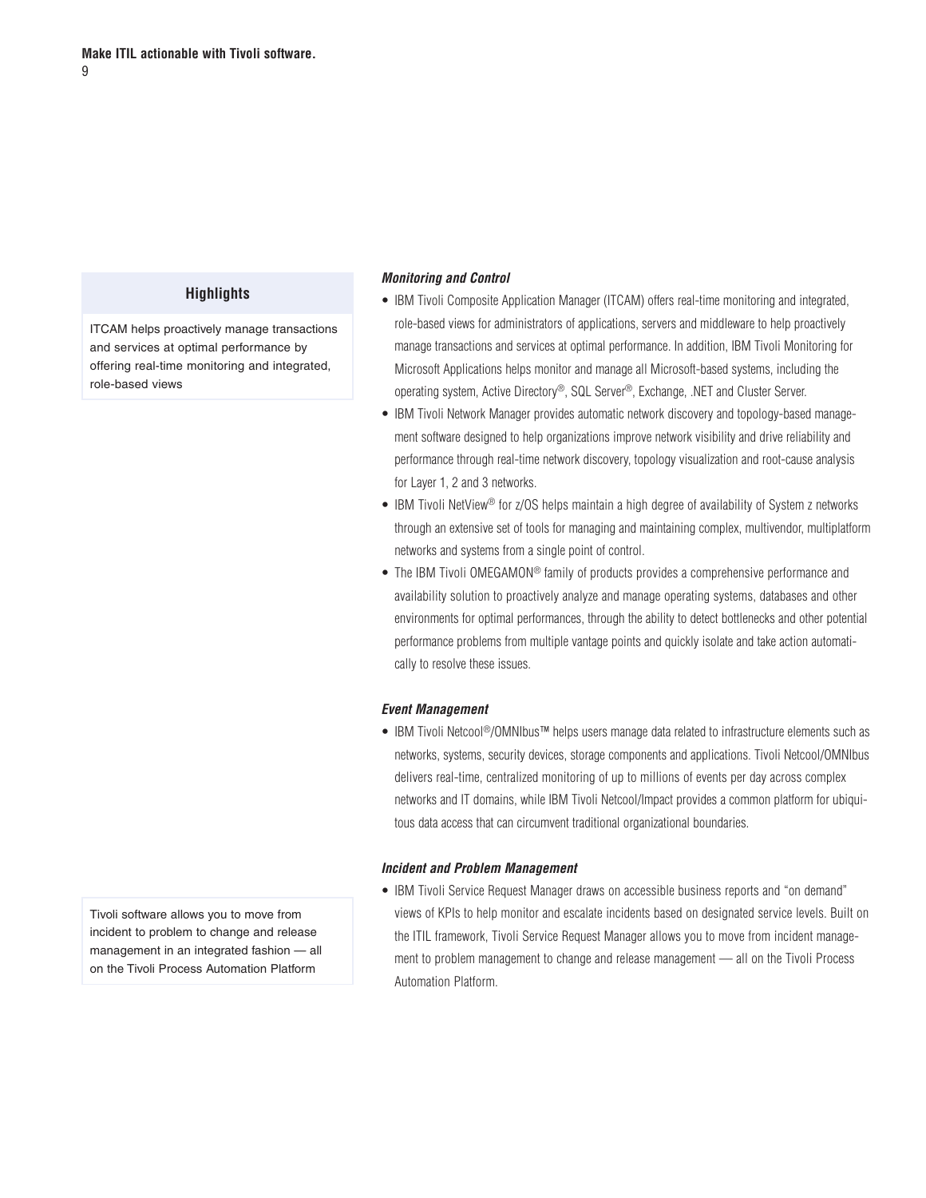**Highlights**

ITCAM helps proactively manage transactions and services at optimal performance by offering real-time monitoring and integrated, role-based views

### *Monitoring and Control*

- IBM Tivoli Composite Application Manager (ITCAM) offers real-time monitoring and integrated, role-based views for administrators of applications, servers and middleware to help proactively manage transactions and services at optimal performance. In addition, IBM Tivoli Monitoring for Microsoft Applications helps monitor and manage all Microsoft-based systems, including the operating system, Active Directory®, SQL Server®, Exchange, .NET and Cluster Server.
- IBM Tivoli Network Manager provides automatic network discovery and topology-based management software designed to help organizations improve network visibility and drive reliability and performance through real-time network discovery, topology visualization and root-cause analysis for Layer 1, 2 and 3 networks.
- IBM Tivoli NetView® for z/OS helps maintain a high degree of availability of System z networks through an extensive set of tools for managing and maintaining complex, multivendor, multiplatform networks and systems from a single point of control.
- The IBM Tivoli OMEGAMON® family of products provides a comprehensive performance and availability solution to proactively analyze and manage operating systems, databases and other environments for optimal performances, through the ability to detect bottlenecks and other potential performance problems from multiple vantage points and quickly isolate and take action automatically to resolve these issues.

### *Event Management*

- IBM Tivoli Netcool®/OMNIbus™ helps users manage data related to infrastructure elements such as networks, systems, security devices, storage components and applications. Tivoli Netcool/OMNIbus delivers real-time, centralized monitoring of up to millions of events per day across complex networks and IT domains, while IBM Tivoli Netcool/Impact provides a common platform for ubiquitous data access that can circumvent traditional organizational boundaries.

### *Incident and Problem Management*

Tivoli software allows you to move from incident to problem to change and release management in an integrated fashion — all on the Tivoli Process Automation Platform

- IBM Tivoli Service Request Manager draws on accessible business reports and "on demand" views of KPIs to help monitor and escalate incidents based on designated service levels. Built on the ITIL framework, Tivoli Service Request Manager allows you to move from incident management to problem management to change and release management — all on the Tivoli Process Automation Platform.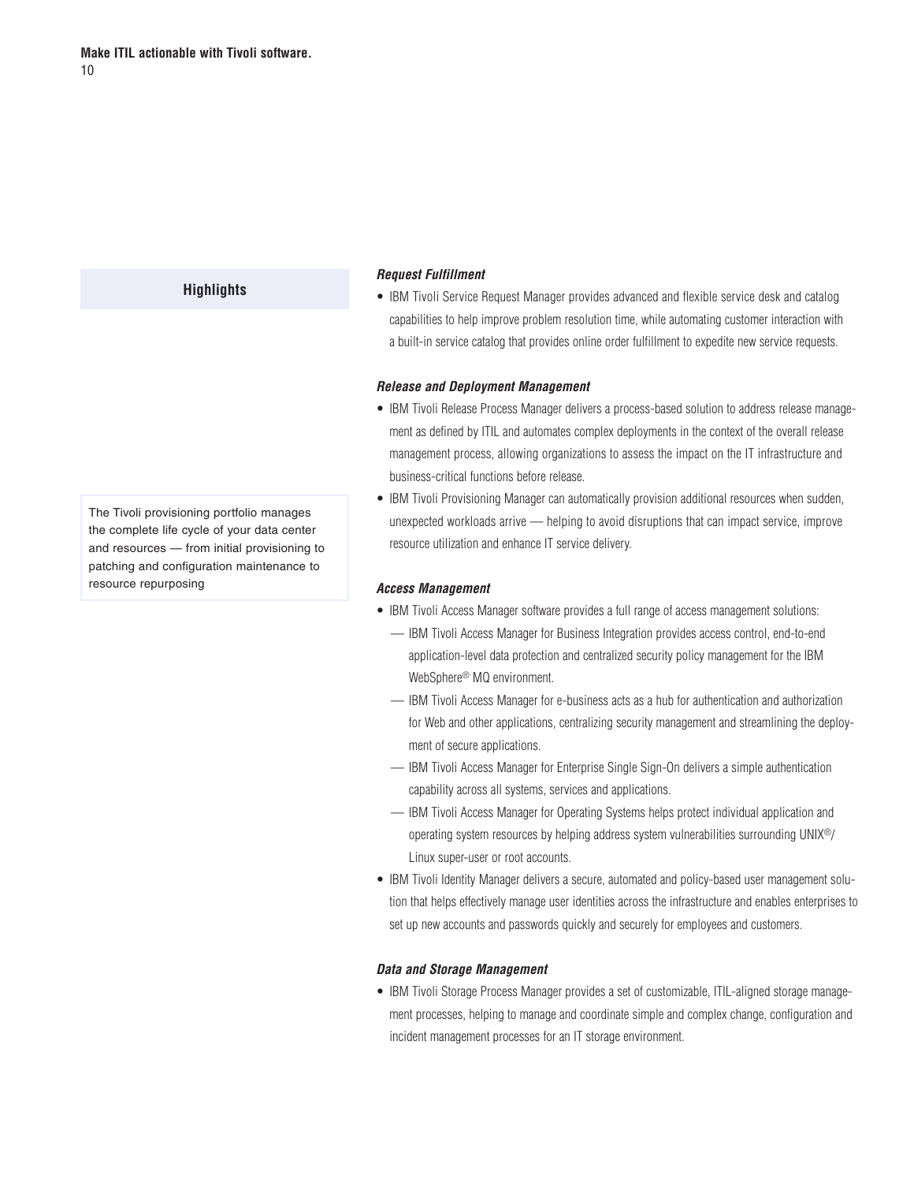**Highlights**

The Tivoli provisioning portfolio manages the complete life cycle of your data center and resources — from initial provisioning to patching and configuration maintenance to resource repurposing

***Request Fulfillment***

- IBM Tivoli Service Request Manager provides advanced and flexible service desk and catalog capabilities to help improve problem resolution time, while automating customer interaction with a built-in service catalog that provides online order fulfillment to expedite new service requests.

***Release and Deployment Management***

- IBM Tivoli Release Process Manager delivers a process-based solution to address release management as defined by ITIL and automates complex deployments in the context of the overall release management process, allowing organizations to assess the impact on the IT infrastructure and business-critical functions before release.
- IBM Tivoli Provisioning Manager can automatically provision additional resources when sudden, unexpected workloads arrive — helping to avoid disruptions that can impact service, improve resource utilization and enhance IT service delivery.

***Access Management***

- IBM Tivoli Access Manager software provides a full range of access management solutions:
  - IBM Tivoli Access Manager for Business Integration provides access control, end-to-end application-level data protection and centralized security policy management for the IBM WebSphere® MQ environment.
  - IBM Tivoli Access Manager for e-business acts as a hub for authentication and authorization for Web and other applications, centralizing security management and streamlining the deployment of secure applications.
  - IBM Tivoli Access Manager for Enterprise Single Sign-On delivers a simple authentication capability across all systems, services and applications.
  - IBM Tivoli Access Manager for Operating Systems helps protect individual application and operating system resources by helping address system vulnerabilities surrounding UNIX®/Linux super-user or root accounts.
- IBM Tivoli Identity Manager delivers a secure, automated and policy-based user management solution that helps effectively manage user identities across the infrastructure and enables enterprises to set up new accounts and passwords quickly and securely for employees and customers.

***Data and Storage Management***

- IBM Tivoli Storage Process Manager provides a set of customizable, ITIL-aligned storage management processes, helping to manage and coordinate simple and complex change, configuration and incident management processes for an IT storage environment.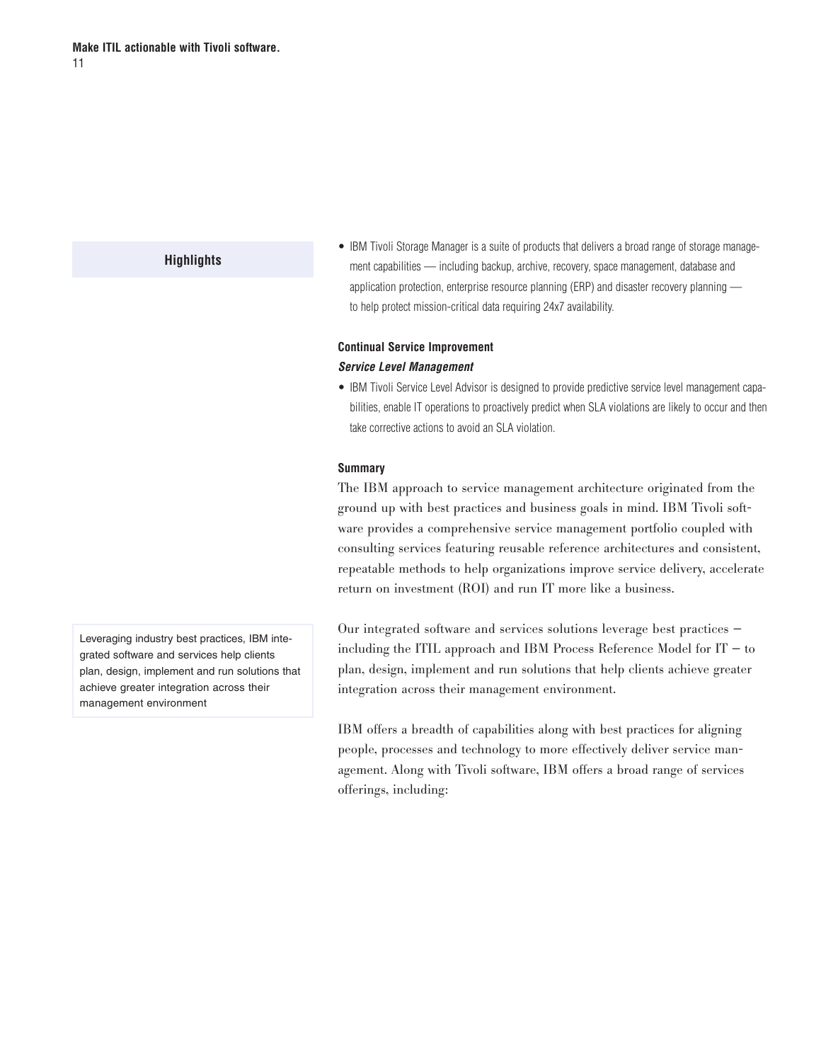**Highlights**

- IBM Tivoli Storage Manager is a suite of products that delivers a broad range of storage management capabilities — including backup, archive, recovery, space management, database and application protection, enterprise resource planning (ERP) and disaster recovery planning — to help protect mission-critical data requiring 24x7 availability.

### Continual Service Improvement

#### *Service Level Management*

- IBM Tivoli Service Level Advisor is designed to provide predictive service level management capabilities, enable IT operations to proactively predict when SLA violations are likely to occur and then take corrective actions to avoid an SLA violation.

### Summary

The IBM approach to service management architecture originated from the ground up with best practices and business goals in mind. IBM Tivoli software provides a comprehensive service management portfolio coupled with consulting services featuring reusable reference architectures and consistent, repeatable methods to help organizations improve service delivery, accelerate return on investment (ROI) and run IT more like a business.

Leveraging industry best practices, IBM integrated software and services help clients plan, design, implement and run solutions that achieve greater integration across their management environment

Our integrated software and services solutions leverage best practices – including the ITIL approach and IBM Process Reference Model for IT – to plan, design, implement and run solutions that help clients achieve greater integration across their management environment.

IBM offers a breadth of capabilities along with best practices for aligning people, processes and technology to more effectively deliver service management. Along with Tivoli software, IBM offers a broad range of services offerings, including: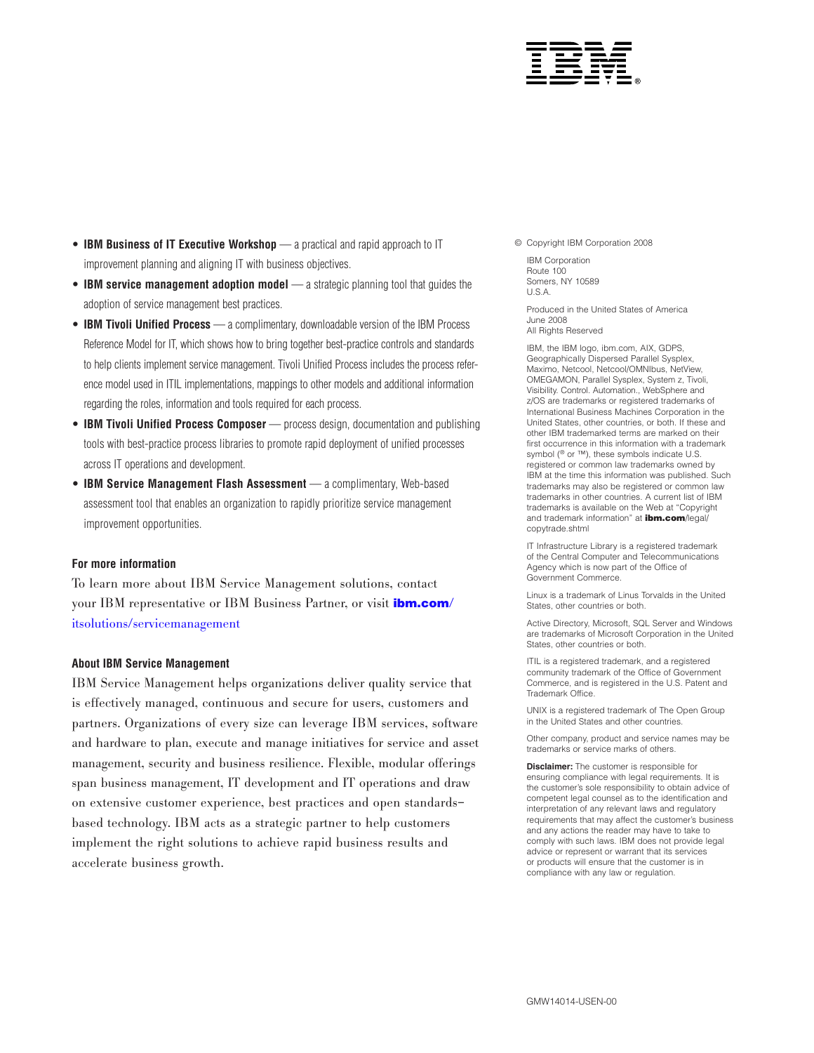- **IBM Business of IT Executive Workshop** — a practical and rapid approach to IT improvement planning and aligning IT with business objectives.
- **IBM service management adoption model** — a strategic planning tool that guides the adoption of service management best practices.
- **IBM Tivoli Unified Process** — a complimentary, downloadable version of the IBM Process Reference Model for IT, which shows how to bring together best-practice controls and standards to help clients implement service management. Tivoli Unified Process includes the process reference model used in ITIL implementations, mappings to other models and additional information regarding the roles, information and tools required for each process.
- **IBM Tivoli Unified Process Composer** — process design, documentation and publishing tools with best-practice process libraries to promote rapid deployment of unified processes across IT operations and development.
- **IBM Service Management Flash Assessment** — a complimentary, Web-based assessment tool that enables an organization to rapidly prioritize service management improvement opportunities.

### For more information

To learn more about IBM Service Management solutions, contact your IBM representative or IBM Business Partner, or visit **ibm.com**/itsolutions/servicemanagement

### About IBM Service Management

IBM Service Management helps organizations deliver quality service that is effectively managed, continuous and secure for users, customers and partners. Organizations of every size can leverage IBM services, software and hardware to plan, execute and manage initiatives for service and asset management, security and business resilience. Flexible, modular offerings span business management, IT development and IT operations and draw on extensive customer experience, best practices and open standards–based technology. IBM acts as a strategic partner to help customers implement the right solutions to achieve rapid business results and accelerate business growth.

© Copyright IBM Corporation 2008

IBM Corporation
Route 100
Somers, NY 10589
U.S.A.

Produced in the United States of America
June 2008
All Rights Reserved

IBM, the IBM logo, ibm.com, AIX, GDPS, Geographically Dispersed Parallel Sysplex, Maximo, Netcool, Netcool/OMNIbus, NetView, OMEGAMON, Parallel Sysplex, System z, Tivoli, Visibility. Control. Automation., WebSphere and z/OS are trademarks or registered trademarks of International Business Machines Corporation in the United States, other countries, or both. If these and other IBM trademarked terms are marked on their first occurrence in this information with a trademark symbol (® or ™), these symbols indicate U.S. registered or common law trademarks owned by IBM at the time this information was published. Such trademarks may also be registered or common law trademarks in other countries. A current list of IBM trademarks is available on the Web at "Copyright and trademark information" at **ibm.com**/legal/copytrade.shtml

IT Infrastructure Library is a registered trademark of the Central Computer and Telecommunications Agency which is now part of the Office of Government Commerce.

Linux is a trademark of Linus Torvalds in the United States, other countries or both.

Active Directory, Microsoft, SQL Server and Windows are trademarks of Microsoft Corporation in the United States, other countries or both.

ITIL is a registered trademark, and a registered community trademark of the Office of Government Commerce, and is registered in the U.S. Patent and Trademark Office.

UNIX is a registered trademark of The Open Group in the United States and other countries.

Other company, product and service names may be trademarks or service marks of others.

**Disclaimer:** The customer is responsible for ensuring compliance with legal requirements. It is the customer's sole responsibility to obtain advice of competent legal counsel as to the identification and interpretation of any relevant laws and regulatory requirements that may affect the customer's business and any actions the reader may have to take to comply with such laws. IBM does not provide legal advice or represent or warrant that its services or products will ensure that the customer is in compliance with any law or regulation.

GMW14014-USEN-00